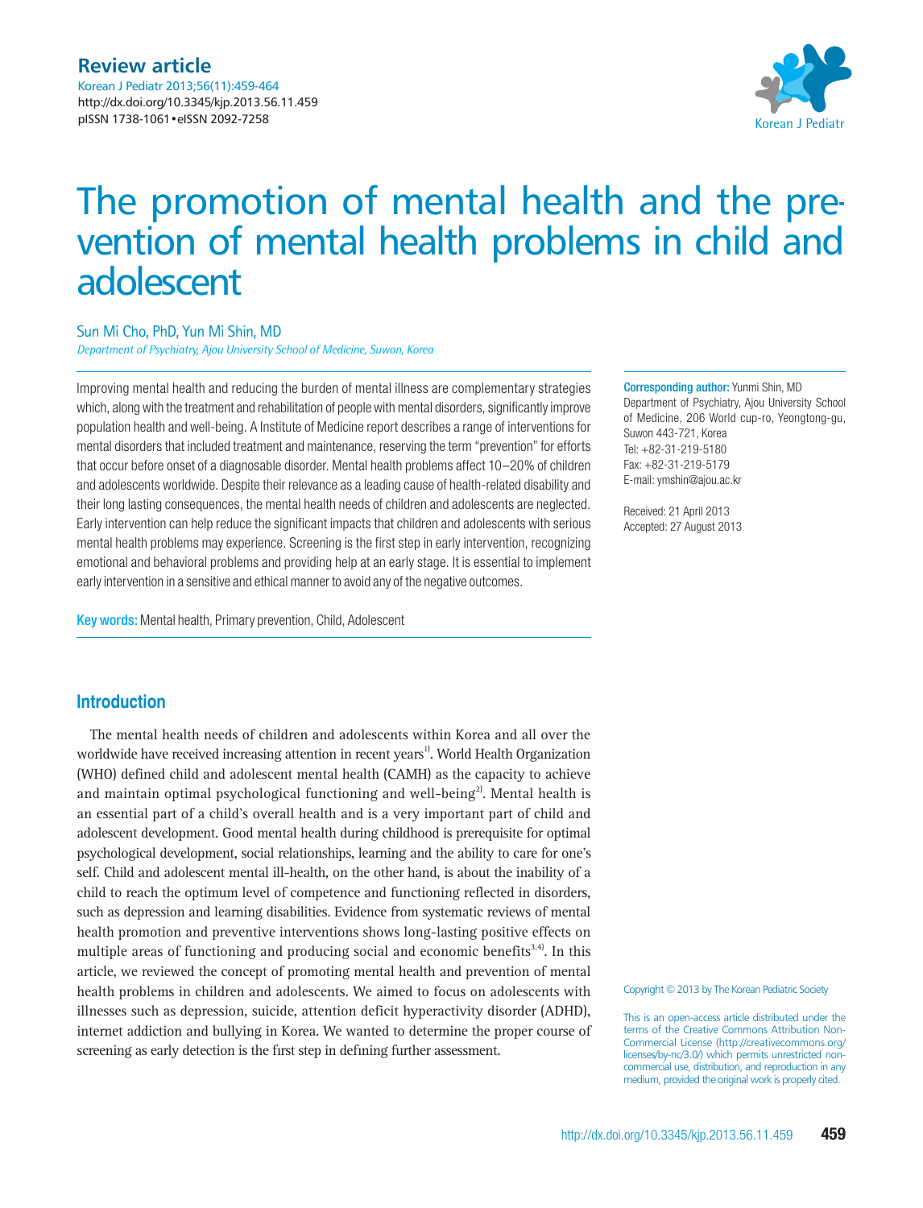**Review article**

Korean J Pediatr 2013;56(11):459-464
http://dx.doi.org/10.3345/kjp.2013.56.11.459
pISSN 1738-1061 • eISSN 2092-7258

# The promotion of mental health and the prevention of mental health problems in child and adolescent

Sun Mi Cho, PhD, Yun Mi Shin, MD

*Department of Psychiatry, Ajou University School of Medicine, Suwon, Korea*

Improving mental health and reducing the burden of mental illness are complementary strategies which, along with the treatment and rehabilitation of people with mental disorders, significantly improve population health and well-being. A Institute of Medicine report describes a range of interventions for mental disorders that included treatment and maintenance, reserving the term "prevention" for efforts that occur before onset of a diagnosable disorder. Mental health problems affect 10–20% of children and adolescents worldwide. Despite their relevance as a leading cause of health-related disability and their long lasting consequences, the mental health needs of children and adolescents are neglected. Early intervention can help reduce the significant impacts that children and adolescents with serious mental health problems may experience. Screening is the first step in early intervention, recognizing emotional and behavioral problems and providing help at an early stage. It is essential to implement early intervention in a sensitive and ethical manner to avoid any of the negative outcomes.

**Key words:** Mental health, Primary prevention, Child, Adolescent

**Corresponding author:** Yunmi Shin, MD
Department of Psychiatry, Ajou University School of Medicine, 206 World cup-ro, Yeongtong-gu, Suwon 443-721, Korea
Tel: +82-31-219-5180
Fax: +82-31-219-5179
E-mail: ymshin@ajou.ac.kr

Received: 21 April 2013
Accepted: 27 August 2013

## Introduction

The mental health needs of children and adolescents within Korea and all over the worldwide have received increasing attention in recent years[1]. World Health Organization (WHO) defined child and adolescent mental health (CAMH) as the capacity to achieve and maintain optimal psychological functioning and well-being[2]. Mental health is an essential part of a child's overall health and is a very important part of child and adolescent development. Good mental health during childhood is prerequisite for optimal psychological development, social relationships, learning and the ability to care for one's self. Child and adolescent mental ill-health, on the other hand, is about the inability of a child to reach the optimum level of competence and functioning reflected in disorders, such as depression and learning disabilities. Evidence from systematic reviews of mental health promotion and preventive interventions shows long-lasting positive effects on multiple areas of functioning and producing social and economic benefits[3,4]. In this article, we reviewed the concept of promoting mental health and prevention of mental health problems in children and adolescents. We aimed to focus on adolescents with illnesses such as depression, suicide, attention deficit hyperactivity disorder (ADHD), internet addiction and bullying in Korea. We wanted to determine the proper course of screening as early detection is the first step in defining further assessment.

Copyright © 2013 by The Korean Pediatric Society

This is an open-access article distributed under the terms of the Creative Commons Attribution Non-Commercial License (http://creativecommons.org/licenses/by-nc/3.0/) which permits unrestricted non-commercial use, distribution, and reproduction in any medium, provided the original work is properly cited.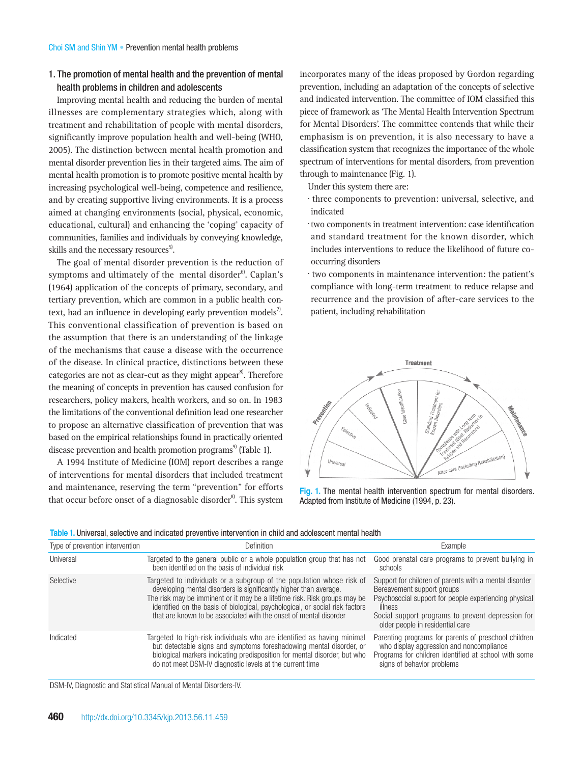## 1. The promotion of mental health and the prevention of mental health problems in children and adolescents

Improving mental health and reducing the burden of mental illnesses are complementary strategies which, along with treatment and rehabilitation of people with mental disorders, significantly improve population health and well-being (WHO, 2005). The distinction between mental health promotion and mental disorder prevention lies in their targeted aims. The aim of mental health promotion is to promote positive mental health by increasing psychological well-being, competence and resilience, and by creating supportive living environments. It is a process aimed at changing environments (social, physical, economic, educational, cultural) and enhancing the 'coping' capacity of communities, families and individuals by conveying knowledge, skills and the necessary resources[5].

The goal of mental disorder prevention is the reduction of symptoms and ultimately of the mental disorder[6]. Caplan's (1964) application of the concepts of primary, secondary, and tertiary prevention, which are common in a public health context, had an influence in developing early prevention models[7]. This conventional classification of prevention is based on the assumption that there is an understanding of the linkage of the mechanisms that cause a disease with the occurrence of the disease. In clinical practice, distinctions between these categories are not as clear-cut as they might appear[8]. Therefore the meaning of concepts in prevention has caused confusion for researchers, policy makers, health workers, and so on. In 1983 the limitations of the conventional definition lead one researcher to propose an alternative classification of prevention that was based on the empirical relationships found in practically oriented disease prevention and health promotion programs[9] (Table 1).

A 1994 Institute of Medicine (IOM) report describes a range of interventions for mental disorders that included treatment and maintenance, reserving the term "prevention" for efforts that occur before onset of a diagnosable disorder[8]. This system incorporates many of the ideas proposed by Gordon regarding prevention, including an adaptation of the concepts of selective and indicated intervention. The committee of IOM classified this piece of framework as 'The Mental Health Intervention Spectrum for Mental Disorders'. The committee contends that while their emphasism is on prevention, it is also necessary to have a classification system that recognizes the importance of the whole spectrum of interventions for mental disorders, from prevention through to maintenance (Fig. 1).

Under this system there are:

- three components to prevention: universal, selective, and indicated
- two components in treatment intervention: case identification and standard treatment for the known disorder, which includes interventions to reduce the likelihood of future co-occurring disorders
- two components in maintenance intervention: the patient's compliance with long-term treatment to reduce relapse and recurrence and the provision of after-care services to the patient, including rehabilitation

Fig. 1. The mental health intervention spectrum for mental disorders. Adapted from Institute of Medicine (1994, p. 23).

Table 1. Universal, selective and indicated preventive intervention in child and adolescent mental health

| Type of prevention intervention | Definition | Example |
|---|---|---|
| Universal | Targeted to the general public or a whole population group that has not been identified on the basis of individual risk | Good prenatal care programs to prevent bullying in schools |
| Selective | Targeted to individuals or a subgroup of the population whose risk of developing mental disorders is significantly higher than average. The risk may be imminent or it may be a lifetime risk. Risk groups may be identified on the basis of biological, psychological, or social risk factors that are known to be associated with the onset of mental disorder | Support for children of parents with a mental disorder<br>Bereavement support groups<br>Psychosocial support for people experiencing physical illness<br>Social support programs to prevent depression for older people in residential care |
| Indicated | Targeted to high-risk individuals who are identified as having minimal but detectable signs and symptoms foreshadowing mental disorder, or biological markers indicating predisposition for mental disorder, but who do not meet DSM-IV diagnostic levels at the current time | Parenting programs for parents of preschool children who display aggression and noncompliance<br>Programs for children identified at school with some signs of behavior problems |

DSM-IV, Diagnostic and Statistical Manual of Mental Disorders-IV.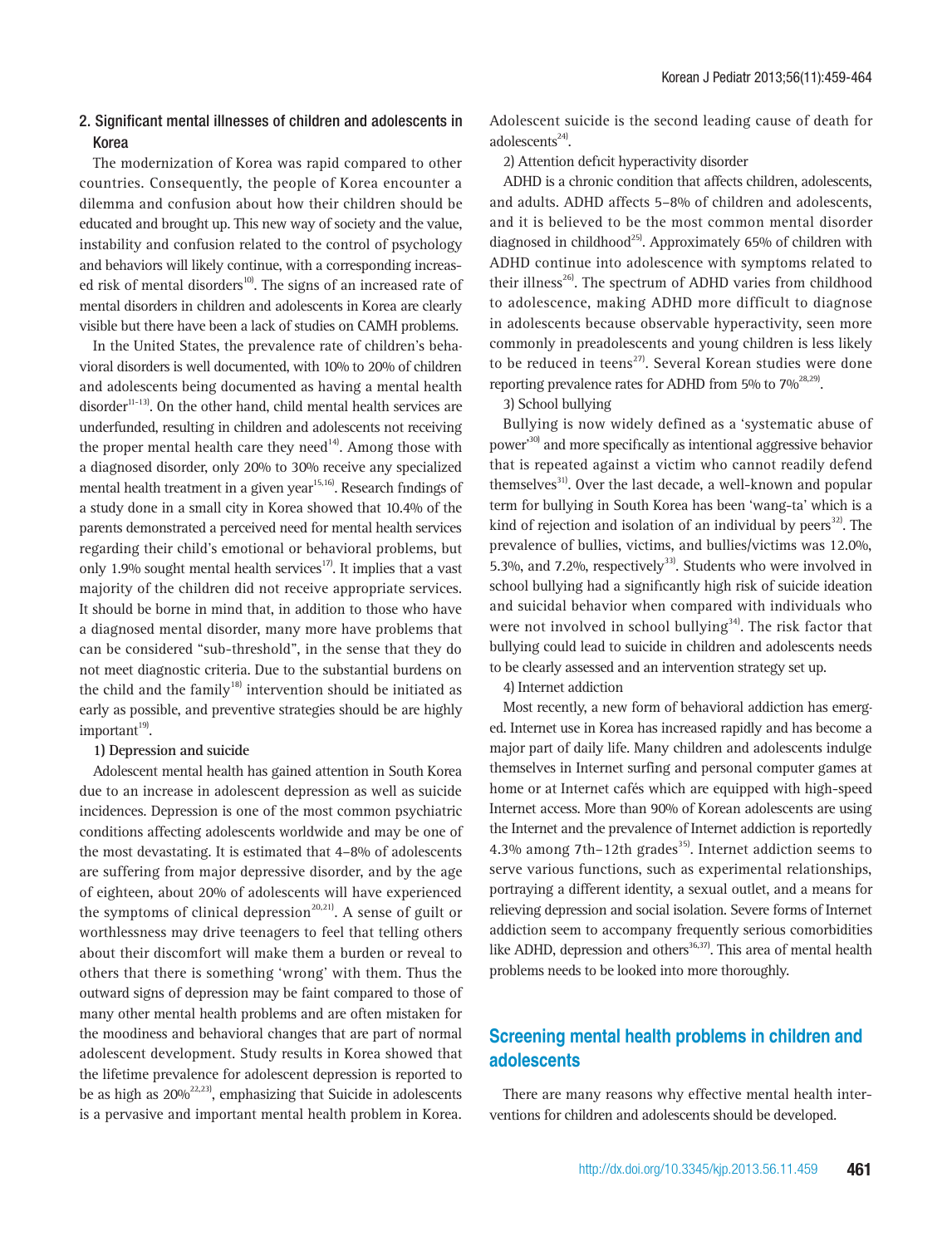## 2. Significant mental illnesses of children and adolescents in Korea

The modernization of Korea was rapid compared to other countries. Consequently, the people of Korea encounter a dilemma and confusion about how their children should be educated and brought up. This new way of society and the value, instability and confusion related to the control of psychology and behaviors will likely continue, with a corresponding increased risk of mental disorders[10]. The signs of an increased rate of mental disorders in children and adolescents in Korea are clearly visible but there have been a lack of studies on CAMH problems.

In the United States, the prevalence rate of children's behavioral disorders is well documented, with 10% to 20% of children and adolescents being documented as having a mental health disorder[11-13]. On the other hand, child mental health services are underfunded, resulting in children and adolescents not receiving the proper mental health care they need[14]. Among those with a diagnosed disorder, only 20% to 30% receive any specialized mental health treatment in a given year[15,16]. Research findings of a study done in a small city in Korea showed that 10.4% of the parents demonstrated a perceived need for mental health services regarding their child's emotional or behavioral problems, but only 1.9% sought mental health services[17]. It implies that a vast majority of the children did not receive appropriate services. It should be borne in mind that, in addition to those who have a diagnosed mental disorder, many more have problems that can be considered "sub-threshold", in the sense that they do not meet diagnostic criteria. Due to the substantial burdens on the child and the family[18] intervention should be initiated as early as possible, and preventive strategies should be are highly important[19].

### 1) Depression and suicide

Adolescent mental health has gained attention in South Korea due to an increase in adolescent depression as well as suicide incidences. Depression is one of the most common psychiatric conditions affecting adolescents worldwide and may be one of the most devastating. It is estimated that 4–8% of adolescents are suffering from major depressive disorder, and by the age of eighteen, about 20% of adolescents will have experienced the symptoms of clinical depression[20,21]. A sense of guilt or worthlessness may drive teenagers to feel that telling others about their discomfort will make them a burden or reveal to others that there is something 'wrong' with them. Thus the outward signs of depression may be faint compared to those of many other mental health problems and are often mistaken for the moodiness and behavioral changes that are part of normal adolescent development. Study results in Korea showed that the lifetime prevalence for adolescent depression is reported to be as high as 20%[22,23], emphasizing that Suicide in adolescents is a pervasive and important mental health problem in Korea. Adolescent suicide is the second leading cause of death for adolescents[24].

### 2) Attention deficit hyperactivity disorder

ADHD is a chronic condition that affects children, adolescents, and adults. ADHD affects 5–8% of children and adolescents, and it is believed to be the most common mental disorder diagnosed in childhood[25]. Approximately 65% of children with ADHD continue into adolescence with symptoms related to their illness[26]. The spectrum of ADHD varies from childhood to adolescence, making ADHD more difficult to diagnose in adolescents because observable hyperactivity, seen more commonly in preadolescents and young children is less likely to be reduced in teens[27]. Several Korean studies were done reporting prevalence rates for ADHD from 5% to 7%[28,29].

### 3) School bullying

Bullying is now widely defined as a 'systematic abuse of power'[30] and more specifically as intentional aggressive behavior that is repeated against a victim who cannot readily defend themselves[31]. Over the last decade, a well-known and popular term for bullying in South Korea has been 'wang-ta' which is a kind of rejection and isolation of an individual by peers[32]. The prevalence of bullies, victims, and bullies/victims was 12.0%, 5.3%, and 7.2%, respectively[33]. Students who were involved in school bullying had a significantly high risk of suicide ideation and suicidal behavior when compared with individuals who were not involved in school bullying[34]. The risk factor that bullying could lead to suicide in children and adolescents needs to be clearly assessed and an intervention strategy set up.

### 4) Internet addiction

Most recently, a new form of behavioral addiction has emerged. Internet use in Korea has increased rapidly and has become a major part of daily life. Many children and adolescents indulge themselves in Internet surfing and personal computer games at home or at Internet cafés which are equipped with high-speed Internet access. More than 90% of Korean adolescents are using the Internet and the prevalence of Internet addiction is reportedly 4.3% among 7th–12th grades[35]. Internet addiction seems to serve various functions, such as experimental relationships, portraying a different identity, a sexual outlet, and a means for relieving depression and social isolation. Severe forms of Internet addiction seem to accompany frequently serious comorbidities like ADHD, depression and others[36,37]. This area of mental health problems needs to be looked into more thoroughly.

# Screening mental health problems in children and adolescents

There are many reasons why effective mental health interventions for children and adolescents should be developed.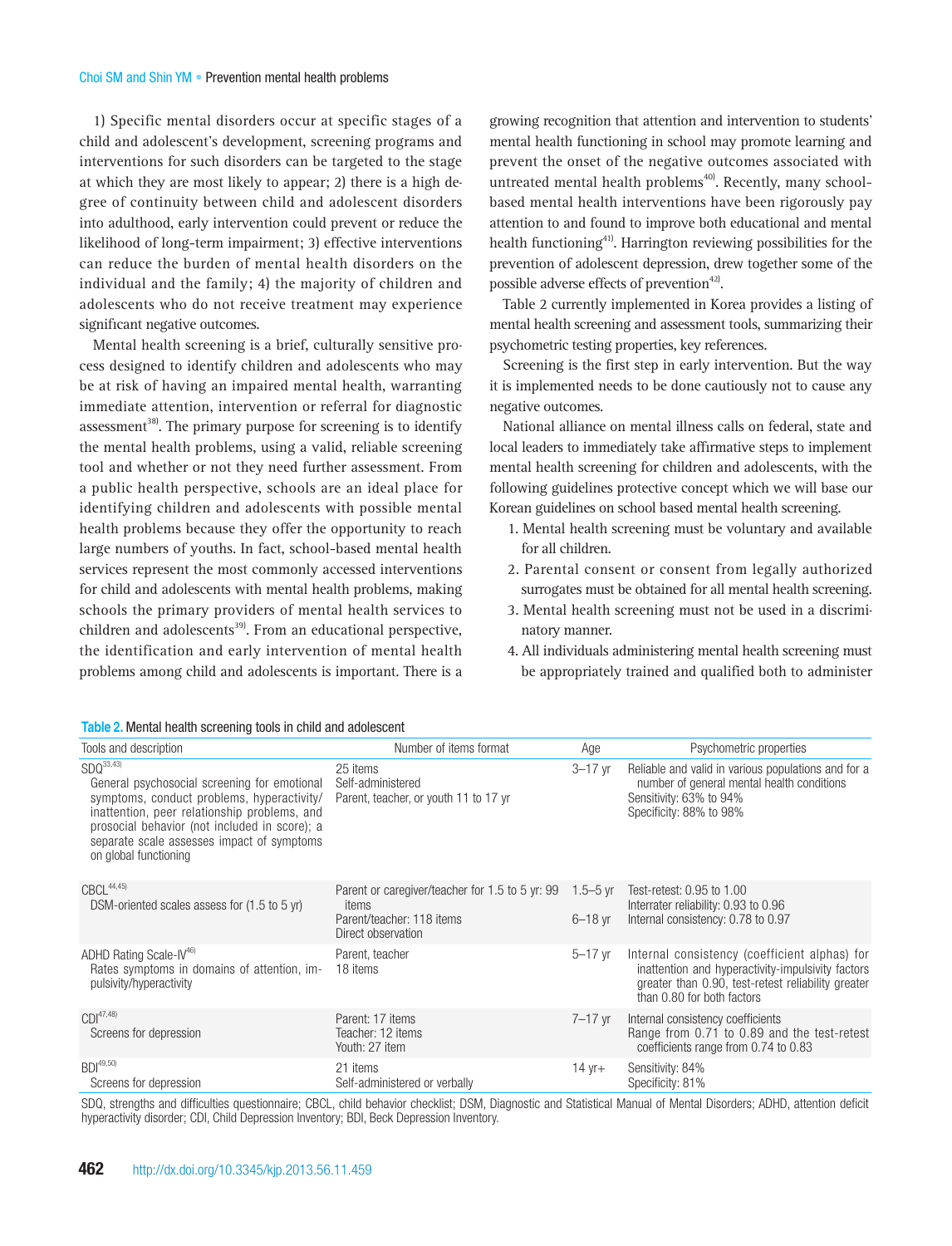1) Specific mental disorders occur at specific stages of a child and adolescent's development, screening programs and interventions for such disorders can be targeted to the stage at which they are most likely to appear; 2) there is a high degree of continuity between child and adolescent disorders into adulthood, early intervention could prevent or reduce the likelihood of long-term impairment; 3) effective interventions can reduce the burden of mental health disorders on the individual and the family; 4) the majority of children and adolescents who do not receive treatment may experience significant negative outcomes.

Mental health screening is a brief, culturally sensitive process designed to identify children and adolescents who may be at risk of having an impaired mental health, warranting immediate attention, intervention or referral for diagnostic assessment[38]. The primary purpose for screening is to identify the mental health problems, using a valid, reliable screening tool and whether or not they need further assessment. From a public health perspective, schools are an ideal place for identifying children and adolescents with possible mental health problems because they offer the opportunity to reach large numbers of youths. In fact, school-based mental health services represent the most commonly accessed interventions for child and adolescents with mental health problems, making schools the primary providers of mental health services to children and adolescents[39]. From an educational perspective, the identification and early intervention of mental health problems among child and adolescents is important. There is a growing recognition that attention and intervention to students' mental health functioning in school may promote learning and prevent the onset of the negative outcomes associated with untreated mental health problems[40]. Recently, many school-based mental health interventions have been rigorously pay attention to and found to improve both educational and mental health functioning[41]. Harrington reviewing possibilities for the prevention of adolescent depression, drew together some of the possible adverse effects of prevention[42].

Table 2 currently implemented in Korea provides a listing of mental health screening and assessment tools, summarizing their psychometric testing properties, key references.

Screening is the first step in early intervention. But the way it is implemented needs to be done cautiously not to cause any negative outcomes.

National alliance on mental illness calls on federal, state and local leaders to immediately take affirmative steps to implement mental health screening for children and adolescents, with the following guidelines protective concept which we will base our Korean guidelines on school based mental health screening.

1. Mental health screening must be voluntary and available for all children.
2. Parental consent or consent from legally authorized surrogates must be obtained for all mental health screening.
3. Mental health screening must not be used in a discriminatory manner.
4. All individuals administering mental health screening must be appropriately trained and qualified both to administer

**Table 2.** Mental health screening tools in child and adolescent

| Tools and description | Number of items format | Age | Psychometric properties |
|---|---|---|---|
| SDQ[33,43]<br>General psychosocial screening for emotional symptoms, conduct problems, hyperactivity/inattention, peer relationship problems, and prosocial behavior (not included in score); a separate scale assesses impact of symptoms on global functioning | 25 items<br>Self-administered<br>Parent, teacher, or youth 11 to 17 yr | 3–17 yr | Reliable and valid in various populations and for a number of general mental health conditions<br>Sensitivity: 63% to 94%<br>Specificity: 88% to 98% |
| CBCL[44,45]<br>DSM-oriented scales assess for (1.5 to 5 yr) | Parent or caregiver/teacher for 1.5 to 5 yr: 99 items<br>Parent/teacher: 118 items<br>Direct observation | 1.5–5 yr<br>6–18 yr | Test-retest: 0.95 to 1.00<br>Interrater reliability: 0.93 to 0.96<br>Internal consistency: 0.78 to 0.97 |
| ADHD Rating Scale-IV[46]<br>Rates symptoms in domains of attention, impulsivity/hyperactivity | Parent, teacher<br>18 items | 5–17 yr | Internal consistency (coefficient alphas) for inattention and hyperactivity-impulsivity factors greater than 0.90, test-retest reliability greater than 0.80 for both factors |
| CDI[47,48]<br>Screens for depression | Parent: 17 items<br>Teacher: 12 items<br>Youth: 27 item | 7–17 yr | Internal consistency coefficients<br>Range from 0.71 to 0.89 and the test-retest coefficients range from 0.74 to 0.83 |
| BDI[49,50]<br>Screens for depression | 21 items<br>Self-administered or verbally | 14 yr+ | Sensitivity: 84%<br>Specificity: 81% |

SDQ, strengths and difficulties questionnaire; CBCL, child behavior checklist; DSM, Diagnostic and Statistical Manual of Mental Disorders; ADHD, attention deficit hyperactivity disorder; CDI, Child Depression Inventory; BDI, Beck Depression Inventory.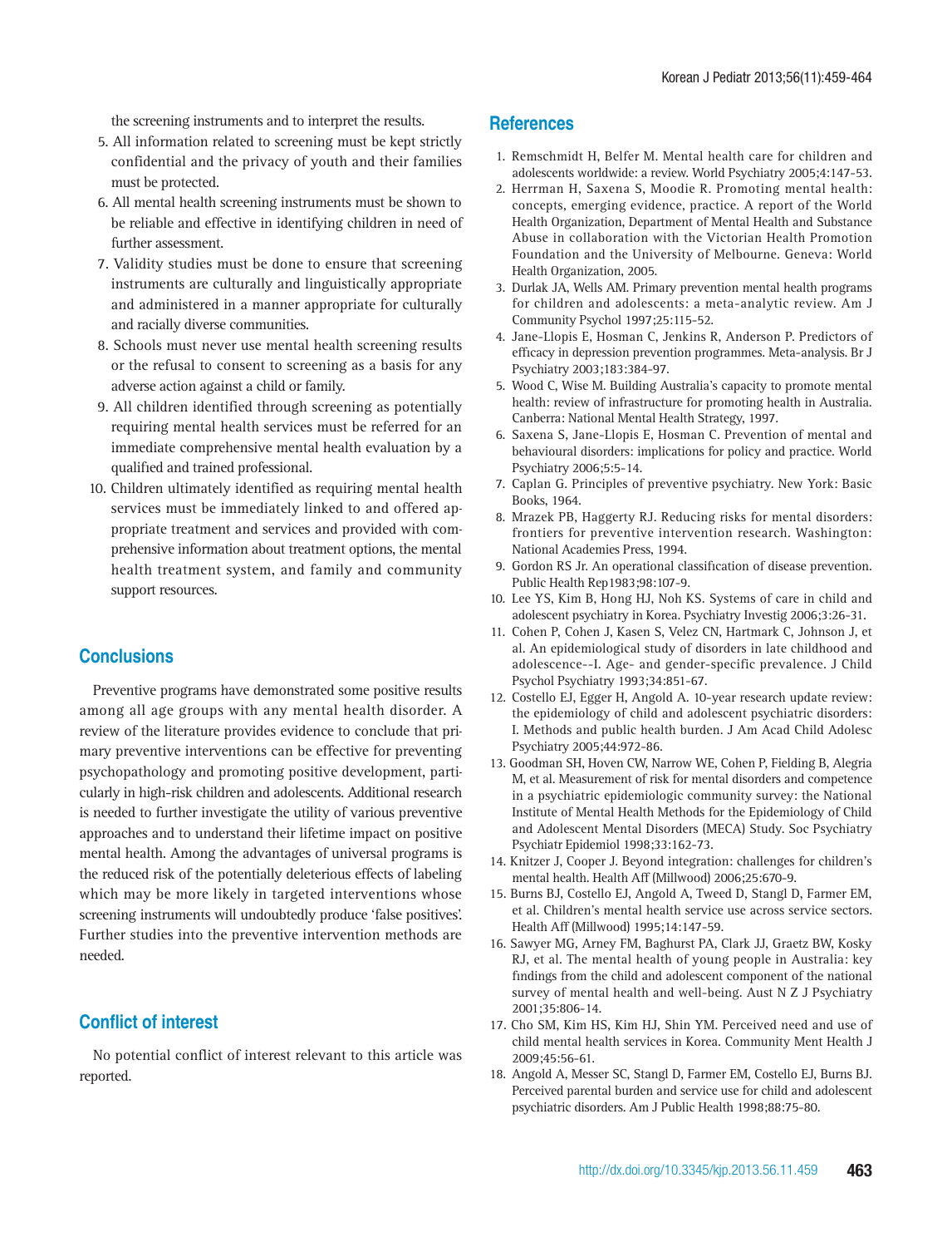the screening instruments and to interpret the results.

5. All information related to screening must be kept strictly confidential and the privacy of youth and their families must be protected.
6. All mental health screening instruments must be shown to be reliable and effective in identifying children in need of further assessment.
7. Validity studies must be done to ensure that screening instruments are culturally and linguistically appropriate and administered in a manner appropriate for culturally and racially diverse communities.
8. Schools must never use mental health screening results or the refusal to consent to screening as a basis for any adverse action against a child or family.
9. All children identified through screening as potentially requiring mental health services must be referred for an immediate comprehensive mental health evaluation by a qualified and trained professional.
10. Children ultimately identified as requiring mental health services must be immediately linked to and offered appropriate treatment and services and provided with comprehensive information about treatment options, the mental health treatment system, and family and community support resources.

## Conclusions

Preventive programs have demonstrated some positive results among all age groups with any mental health disorder. A review of the literature provides evidence to conclude that primary preventive interventions can be effective for preventing psychopathology and promoting positive development, particularly in high-risk children and adolescents. Additional research is needed to further investigate the utility of various preventive approaches and to understand their lifetime impact on positive mental health. Among the advantages of universal programs is the reduced risk of the potentially deleterious effects of labeling which may be more likely in targeted interventions whose screening instruments will undoubtedly produce 'false positives'. Further studies into the preventive intervention methods are needed.

## Conflict of interest

No potential conflict of interest relevant to this article was reported.

## References

1. Remschmidt H, Belfer M. Mental health care for children and adolescents worldwide: a review. World Psychiatry 2005;4:147-53.
2. Herrman H, Saxena S, Moodie R. Promoting mental health: concepts, emerging evidence, practice. A report of the World Health Organization, Department of Mental Health and Substance Abuse in collaboration with the Victorian Health Promotion Foundation and the University of Melbourne. Geneva: World Health Organization, 2005.
3. Durlak JA, Wells AM. Primary prevention mental health programs for children and adolescents: a meta-analytic review. Am J Community Psychol 1997;25:115-52.
4. Jane-Llopis E, Hosman C, Jenkins R, Anderson P. Predictors of efficacy in depression prevention programmes. Meta-analysis. Br J Psychiatry 2003;183:384-97.
5. Wood C, Wise M. Building Australia's capacity to promote mental health: review of infrastructure for promoting health in Australia. Canberra: National Mental Health Strategy, 1997.
6. Saxena S, Jane-Llopis E, Hosman C. Prevention of mental and behavioural disorders: implications for policy and practice. World Psychiatry 2006;5:5-14.
7. Caplan G. Principles of preventive psychiatry. New York: Basic Books, 1964.
8. Mrazek PB, Haggerty RJ. Reducing risks for mental disorders: frontiers for preventive intervention research. Washington: National Academies Press, 1994.
9. Gordon RS Jr. An operational classification of disease prevention. Public Health Rep1983;98:107-9.
10. Lee YS, Kim B, Hong HJ, Noh KS. Systems of care in child and adolescent psychiatry in Korea. Psychiatry Investig 2006;3:26-31.
11. Cohen P, Cohen J, Kasen S, Velez CN, Hartmark C, Johnson J, et al. An epidemiological study of disorders in late childhood and adolescence--I. Age- and gender-specific prevalence. J Child Psychol Psychiatry 1993;34:851-67.
12. Costello EJ, Egger H, Angold A. 10-year research update review: the epidemiology of child and adolescent psychiatric disorders: I. Methods and public health burden. J Am Acad Child Adolesc Psychiatry 2005;44:972-86.
13. Goodman SH, Hoven CW, Narrow WE, Cohen P, Fielding B, Alegria M, et al. Measurement of risk for mental disorders and competence in a psychiatric epidemiologic community survey: the National Institute of Mental Health Methods for the Epidemiology of Child and Adolescent Mental Disorders (MECA) Study. Soc Psychiatry Psychiatr Epidemiol 1998;33:162-73.
14. Knitzer J, Cooper J. Beyond integration: challenges for children's mental health. Health Aff (Millwood) 2006;25:670-9.
15. Burns BJ, Costello EJ, Angold A, Tweed D, Stangl D, Farmer EM, et al. Children's mental health service use across service sectors. Health Aff (Millwood) 1995;14:147-59.
16. Sawyer MG, Arney FM, Baghurst PA, Clark JJ, Graetz BW, Kosky RJ, et al. The mental health of young people in Australia: key findings from the child and adolescent component of the national survey of mental health and well-being. Aust N Z J Psychiatry 2001;35:806-14.
17. Cho SM, Kim HS, Kim HJ, Shin YM. Perceived need and use of child mental health services in Korea. Community Ment Health J 2009;45:56-61.
18. Angold A, Messer SC, Stangl D, Farmer EM, Costello EJ, Burns BJ. Perceived parental burden and service use for child and adolescent psychiatric disorders. Am J Public Health 1998;88:75-80.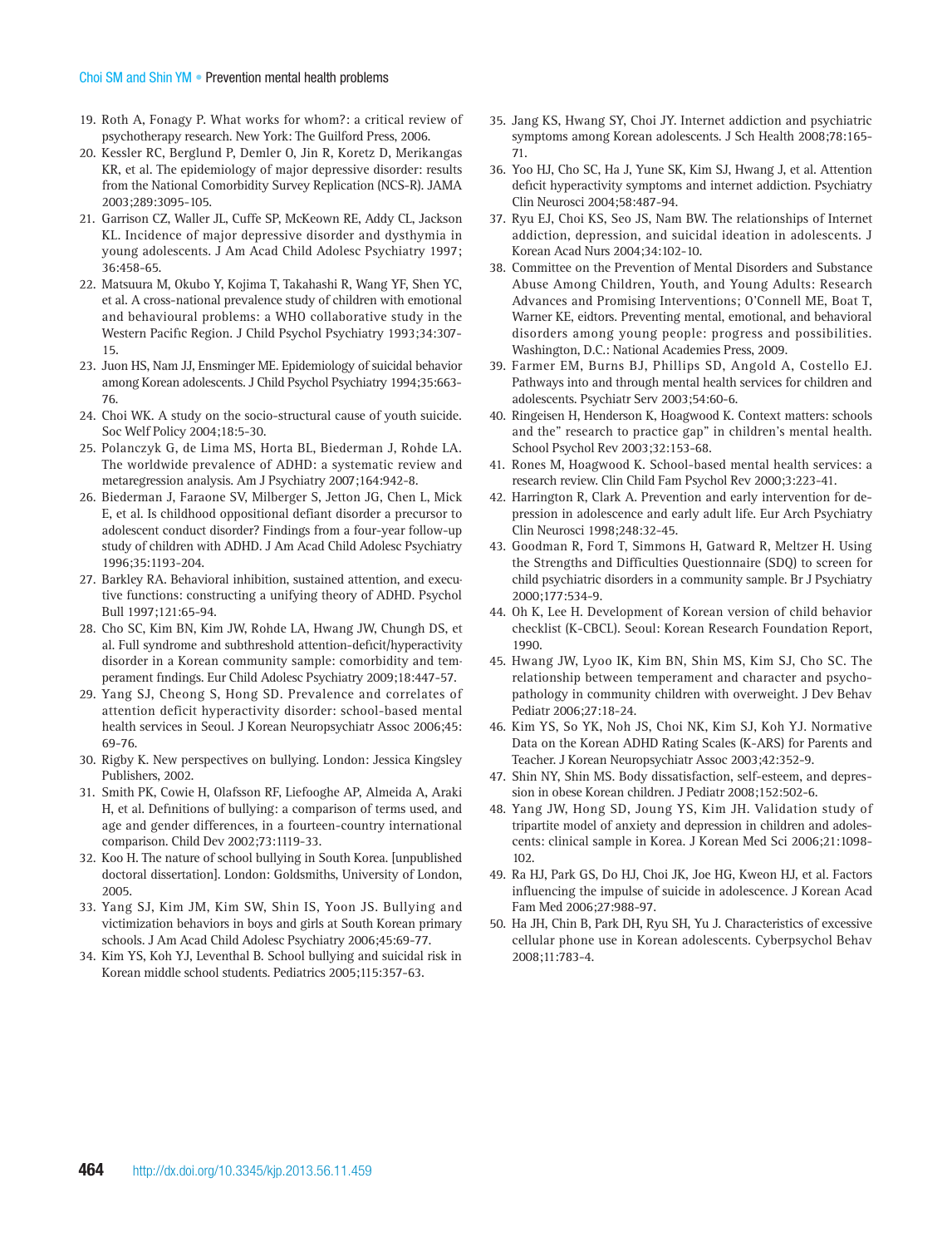19. Roth A, Fonagy P. What works for whom?: a critical review of psychotherapy research. New York: The Guilford Press, 2006.
20. Kessler RC, Berglund P, Demler O, Jin R, Koretz D, Merikangas KR, et al. The epidemiology of major depressive disorder: results from the National Comorbidity Survey Replication (NCS-R). JAMA 2003;289:3095-105.
21. Garrison CZ, Waller JL, Cuffe SP, McKeown RE, Addy CL, Jackson KL. Incidence of major depressive disorder and dysthymia in young adolescents. J Am Acad Child Adolesc Psychiatry 1997; 36:458-65.
22. Matsuura M, Okubo Y, Kojima T, Takahashi R, Wang YF, Shen YC, et al. A cross-national prevalence study of children with emotional and behavioural problems: a WHO collaborative study in the Western Pacific Region. J Child Psychol Psychiatry 1993;34:307-15.
23. Juon HS, Nam JJ, Ensminger ME. Epidemiology of suicidal behavior among Korean adolescents. J Child Psychol Psychiatry 1994;35:663-76.
24. Choi WK. A study on the socio-structural cause of youth suicide. Soc Welf Policy 2004;18:5-30.
25. Polanczyk G, de Lima MS, Horta BL, Biederman J, Rohde LA. The worldwide prevalence of ADHD: a systematic review and metaregression analysis. Am J Psychiatry 2007;164:942-8.
26. Biederman J, Faraone SV, Milberger S, Jetton JG, Chen L, Mick E, et al. Is childhood oppositional defiant disorder a precursor to adolescent conduct disorder? Findings from a four-year follow-up study of children with ADHD. J Am Acad Child Adolesc Psychiatry 1996;35:1193-204.
27. Barkley RA. Behavioral inhibition, sustained attention, and executive functions: constructing a unifying theory of ADHD. Psychol Bull 1997;121:65-94.
28. Cho SC, Kim BN, Kim JW, Rohde LA, Hwang JW, Chungh DS, et al. Full syndrome and subthreshold attention-deficit/hyperactivity disorder in a Korean community sample: comorbidity and temperament findings. Eur Child Adolesc Psychiatry 2009;18:447-57.
29. Yang SJ, Cheong S, Hong SD. Prevalence and correlates of attention deficit hyperactivity disorder: school-based mental health services in Seoul. J Korean Neuropsychiatr Assoc 2006;45: 69-76.
30. Rigby K. New perspectives on bullying. London: Jessica Kingsley Publishers, 2002.
31. Smith PK, Cowie H, Olafsson RF, Liefooghe AP, Almeida A, Araki H, et al. Definitions of bullying: a comparison of terms used, and age and gender differences, in a fourteen-country international comparison. Child Dev 2002;73:1119-33.
32. Koo H. The nature of school bullying in South Korea. [unpublished doctoral dissertation]. London: Goldsmiths, University of London, 2005.
33. Yang SJ, Kim JM, Kim SW, Shin IS, Yoon JS. Bullying and victimization behaviors in boys and girls at South Korean primary schools. J Am Acad Child Adolesc Psychiatry 2006;45:69-77.
34. Kim YS, Koh YJ, Leventhal B. School bullying and suicidal risk in Korean middle school students. Pediatrics 2005;115:357-63.
35. Jang KS, Hwang SY, Choi JY. Internet addiction and psychiatric symptoms among Korean adolescents. J Sch Health 2008;78:165-71.
36. Yoo HJ, Cho SC, Ha J, Yune SK, Kim SJ, Hwang J, et al. Attention deficit hyperactivity symptoms and internet addiction. Psychiatry Clin Neurosci 2004;58:487-94.
37. Ryu EJ, Choi KS, Seo JS, Nam BW. The relationships of Internet addiction, depression, and suicidal ideation in adolescents. J Korean Acad Nurs 2004;34:102-10.
38. Committee on the Prevention of Mental Disorders and Substance Abuse Among Children, Youth, and Young Adults: Research Advances and Promising Interventions; O'Connell ME, Boat T, Warner KE, eidtors. Preventing mental, emotional, and behavioral disorders among young people: progress and possibilities. Washington, D.C.: National Academies Press, 2009.
39. Farmer EM, Burns BJ, Phillips SD, Angold A, Costello EJ. Pathways into and through mental health services for children and adolescents. Psychiatr Serv 2003;54:60-6.
40. Ringeisen H, Henderson K, Hoagwood K. Context matters: schools and the" research to practice gap" in children's mental health. School Psychol Rev 2003;32:153-68.
41. Rones M, Hoagwood K. School-based mental health services: a research review. Clin Child Fam Psychol Rev 2000;3:223-41.
42. Harrington R, Clark A. Prevention and early intervention for depression in adolescence and early adult life. Eur Arch Psychiatry Clin Neurosci 1998;248:32-45.
43. Goodman R, Ford T, Simmons H, Gatward R, Meltzer H. Using the Strengths and Difficulties Questionnaire (SDQ) to screen for child psychiatric disorders in a community sample. Br J Psychiatry 2000;177:534-9.
44. Oh K, Lee H. Development of Korean version of child behavior checklist (K-CBCL). Seoul: Korean Research Foundation Report, 1990.
45. Hwang JW, Lyoo IK, Kim BN, Shin MS, Kim SJ, Cho SC. The relationship between temperament and character and psychopathology in community children with overweight. J Dev Behav Pediatr 2006;27:18-24.
46. Kim YS, So YK, Noh JS, Choi NK, Kim SJ, Koh YJ. Normative Data on the Korean ADHD Rating Scales (K-ARS) for Parents and Teacher. J Korean Neuropsychiatr Assoc 2003;42:352-9.
47. Shin NY, Shin MS. Body dissatisfaction, self-esteem, and depression in obese Korean children. J Pediatr 2008;152:502-6.
48. Yang JW, Hong SD, Joung YS, Kim JH. Validation study of tripartite model of anxiety and depression in children and adolescents: clinical sample in Korea. J Korean Med Sci 2006;21:1098-102.
49. Ra HJ, Park GS, Do HJ, Choi JK, Joe HG, Kweon HJ, et al. Factors influencing the impulse of suicide in adolescence. J Korean Acad Fam Med 2006;27:988-97.
50. Ha JH, Chin B, Park DH, Ryu SH, Yu J. Characteristics of excessive cellular phone use in Korean adolescents. Cyberpsychol Behav 2008;11:783-4.